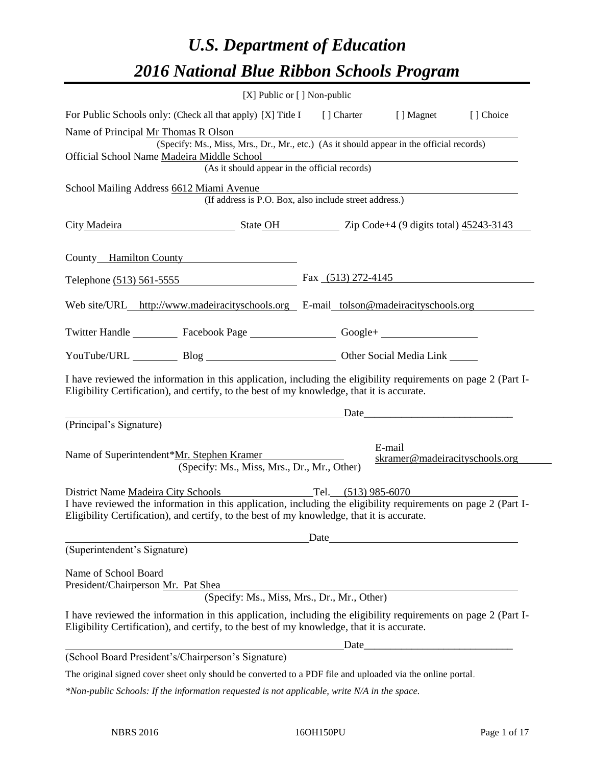# *U.S. Department of Education*

# *2016 National Blue Ribbon Schools Program*

[X] Public or [ ] Non-public

For Public Schools only: (Check all that apply) [X] Title I [ ] Charter [ ] Magnet [ ] Choice

Name of Principal Mr Thomas R Olson
(Specify: Ms., Miss, Mrs., Dr., Mr., etc.) (As it should appear in the official records)

Official School Name Madeira Middle School
(As it should appear in the official records)

School Mailing Address 6612 Miami Avenue
(If address is P.O. Box, also include street address.)

City Madeira State OH Zip Code+4 (9 digits total) 45243-3143

County Hamilton County

Telephone (513) 561-5555 Fax (513) 272-4145

Web site/URL http://www.madeiracityschools.org E-mail tolson@madeiracityschools.org

Twitter Handle \_\_\_\_\_\_\_\_ Facebook Page \_\_\_\_\_\_\_\_ Google+ \_\_\_\_\_\_\_\_

YouTube/URL \_\_\_\_\_\_\_\_ Blog \_\_\_\_\_\_\_\_ Other Social Media Link \_\_\_\_\_\_\_\_

I have reviewed the information in this application, including the eligibility requirements on page 2 (Part I-Eligibility Certification), and certify, to the best of my knowledge, that it is accurate.

\_\_\_\_\_\_\_\_\_\_\_\_\_\_\_\_\_\_\_\_\_\_\_\_ Date\_\_\_\_\_\_\_\_\_\_\_\_\_\_\_\_\_\_\_\_\_\_\_\_

(Principal's Signature)

Name of Superintendent* Mr. Stephen Kramer
(Specify: Ms., Miss, Mrs., Dr., Mr., Other)

E-mail skramer@madeiracityschools.org

District Name Madeira City Schools Tel. (513) 985-6070

I have reviewed the information in this application, including the eligibility requirements on page 2 (Part I-Eligibility Certification), and certify, to the best of my knowledge, that it is accurate.

\_\_\_\_\_\_\_\_\_\_\_\_\_\_\_\_\_\_\_\_\_\_\_\_ Date\_\_\_\_\_\_\_\_\_\_\_\_\_\_\_\_\_\_\_\_\_\_\_\_

(Superintendent's Signature)

Name of School Board
President/Chairperson Mr. Pat Shea
(Specify: Ms., Miss, Mrs., Dr., Mr., Other)

I have reviewed the information in this application, including the eligibility requirements on page 2 (Part I-Eligibility Certification), and certify, to the best of my knowledge, that it is accurate.

\_\_\_\_\_\_\_\_\_\_\_\_\_\_\_\_\_\_\_\_\_\_\_\_ Date\_\_\_\_\_\_\_\_\_\_\_\_\_\_\_\_\_\_\_\_\_\_\_\_

(School Board President's/Chairperson's Signature)

The original signed cover sheet only should be converted to a PDF file and uploaded via the online portal.

*\*Non-public Schools: If the information requested is not applicable, write N/A in the space.*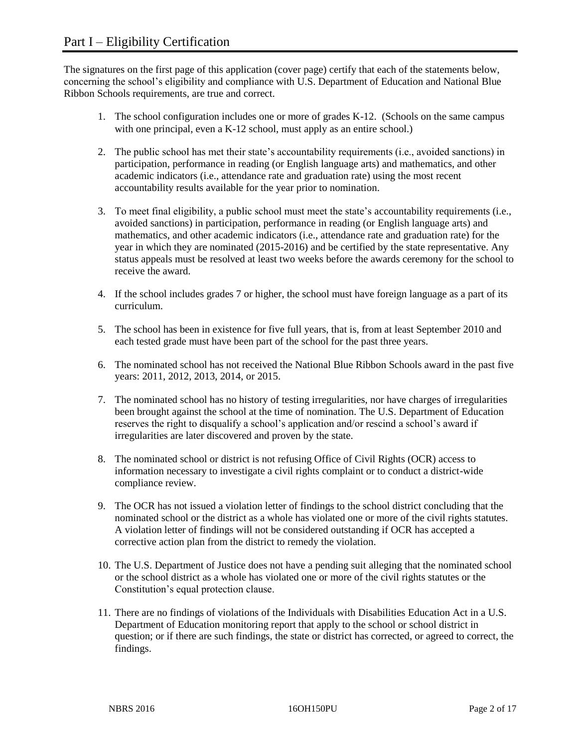# Part I – Eligibility Certification

The signatures on the first page of this application (cover page) certify that each of the statements below, concerning the school's eligibility and compliance with U.S. Department of Education and National Blue Ribbon Schools requirements, are true and correct.

1. The school configuration includes one or more of grades K-12. (Schools on the same campus with one principal, even a K-12 school, must apply as an entire school.)
2. The public school has met their state's accountability requirements (i.e., avoided sanctions) in participation, performance in reading (or English language arts) and mathematics, and other academic indicators (i.e., attendance rate and graduation rate) using the most recent accountability results available for the year prior to nomination.
3. To meet final eligibility, a public school must meet the state's accountability requirements (i.e., avoided sanctions) in participation, performance in reading (or English language arts) and mathematics, and other academic indicators (i.e., attendance rate and graduation rate) for the year in which they are nominated (2015-2016) and be certified by the state representative. Any status appeals must be resolved at least two weeks before the awards ceremony for the school to receive the award.
4. If the school includes grades 7 or higher, the school must have foreign language as a part of its curriculum.
5. The school has been in existence for five full years, that is, from at least September 2010 and each tested grade must have been part of the school for the past three years.
6. The nominated school has not received the National Blue Ribbon Schools award in the past five years: 2011, 2012, 2013, 2014, or 2015.
7. The nominated school has no history of testing irregularities, nor have charges of irregularities been brought against the school at the time of nomination. The U.S. Department of Education reserves the right to disqualify a school's application and/or rescind a school's award if irregularities are later discovered and proven by the state.
8. The nominated school or district is not refusing Office of Civil Rights (OCR) access to information necessary to investigate a civil rights complaint or to conduct a district-wide compliance review.
9. The OCR has not issued a violation letter of findings to the school district concluding that the nominated school or the district as a whole has violated one or more of the civil rights statutes. A violation letter of findings will not be considered outstanding if OCR has accepted a corrective action plan from the district to remedy the violation.
10. The U.S. Department of Justice does not have a pending suit alleging that the nominated school or the school district as a whole has violated one or more of the civil rights statutes or the Constitution's equal protection clause.
11. There are no findings of violations of the Individuals with Disabilities Education Act in a U.S. Department of Education monitoring report that apply to the school or school district in question; or if there are such findings, the state or district has corrected, or agreed to correct, the findings.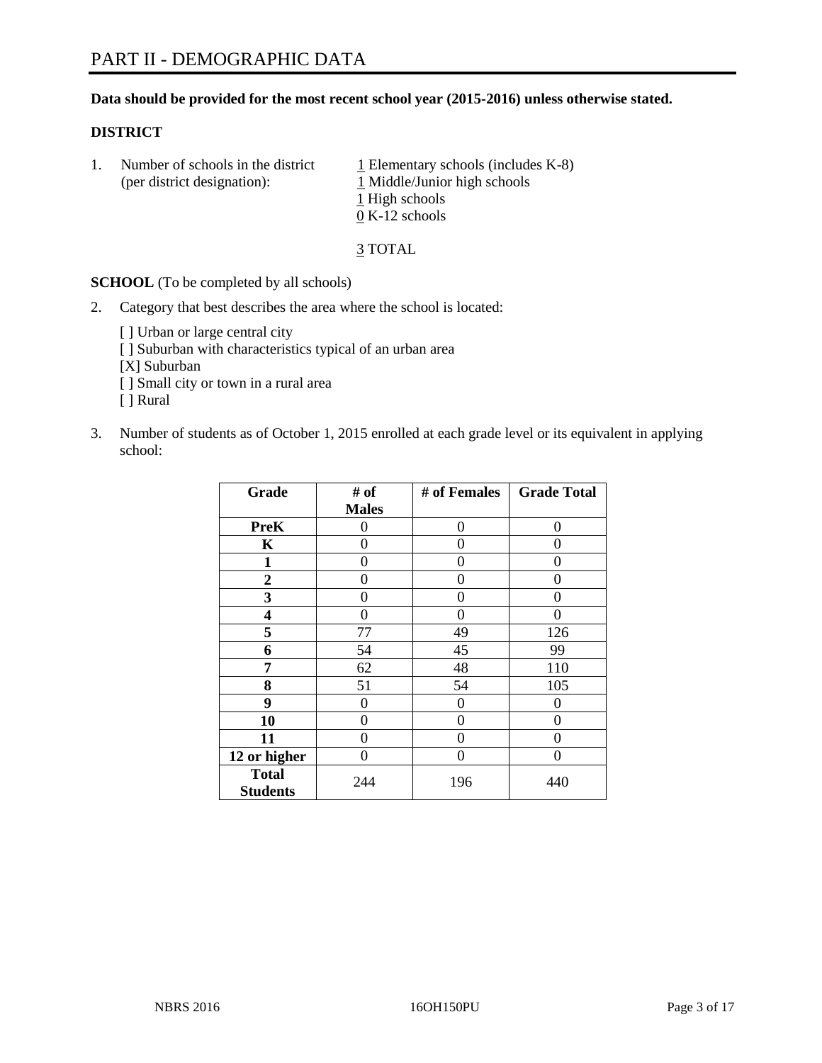# PART II - DEMOGRAPHIC DATA

**Data should be provided for the most recent school year (2015-2016) unless otherwise stated.**

**DISTRICT**

1. Number of schools in the district (per district designation):
   1 Elementary schools (includes K-8)
   1 Middle/Junior high schools
   1 High schools
   0 K-12 schools

   3 TOTAL

**SCHOOL** (To be completed by all schools)

2. Category that best describes the area where the school is located:

   [ ] Urban or large central city
   [ ] Suburban with characteristics typical of an urban area
   [X] Suburban
   [ ] Small city or town in a rural area
   [ ] Rural

3. Number of students as of October 1, 2015 enrolled at each grade level or its equivalent in applying school:

| Grade | # of Males | # of Females | Grade Total |
|---|---|---|---|
| **PreK** | 0 | 0 | 0 |
| **K** | 0 | 0 | 0 |
| **1** | 0 | 0 | 0 |
| **2** | 0 | 0 | 0 |
| **3** | 0 | 0 | 0 |
| **4** | 0 | 0 | 0 |
| **5** | 77 | 49 | 126 |
| **6** | 54 | 45 | 99 |
| **7** | 62 | 48 | 110 |
| **8** | 51 | 54 | 105 |
| **9** | 0 | 0 | 0 |
| **10** | 0 | 0 | 0 |
| **11** | 0 | 0 | 0 |
| **12 or higher** | 0 | 0 | 0 |
| **Total Students** | 244 | 196 | 440 |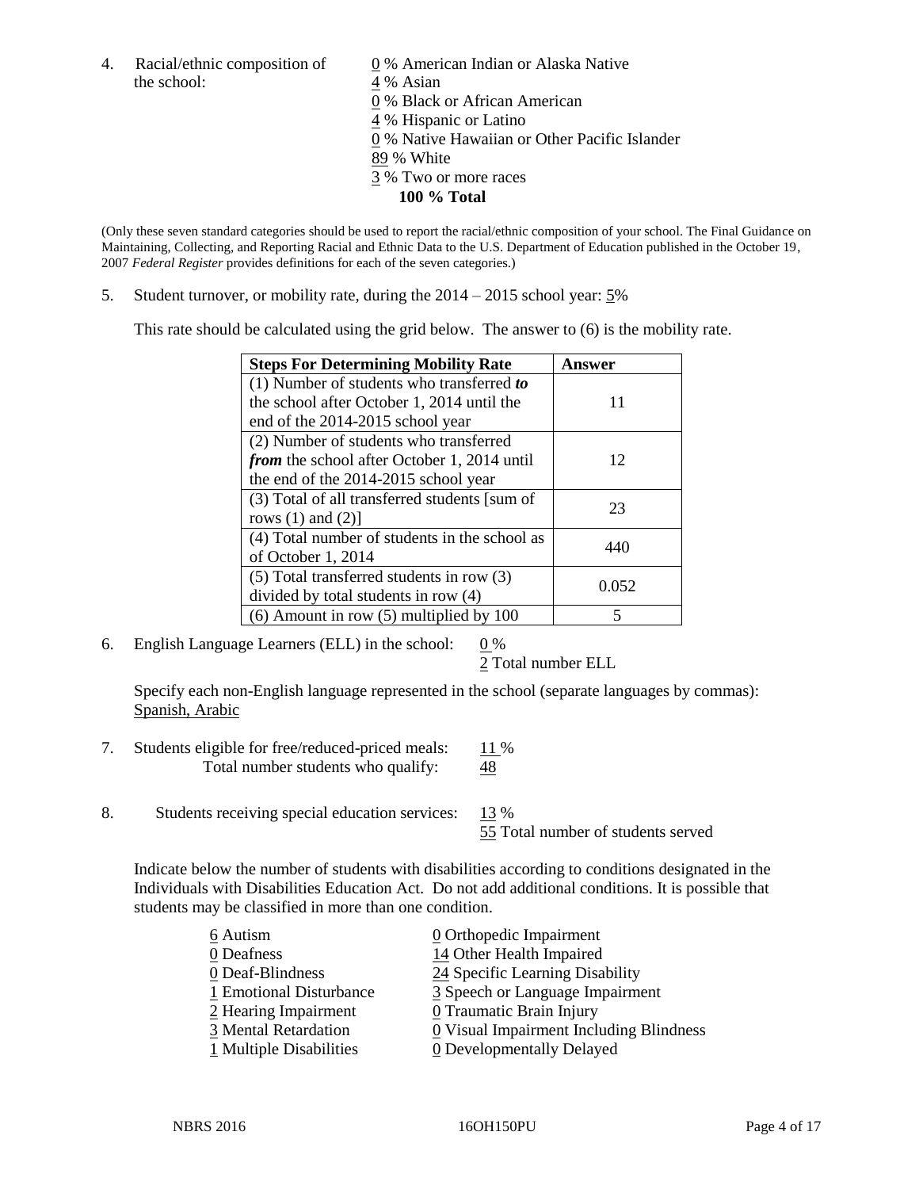4. Racial/ethnic composition of the school:

0 % American Indian or Alaska Native
4 % Asian
0 % Black or African American
4 % Hispanic or Latino
0 % Native Hawaiian or Other Pacific Islander
89 % White
3 % Two or more races
**100 % Total**

(Only these seven standard categories should be used to report the racial/ethnic composition of your school. The Final Guidance on Maintaining, Collecting, and Reporting Racial and Ethnic Data to the U.S. Department of Education published in the October 19, 2007 *Federal Register* provides definitions for each of the seven categories.)

5. Student turnover, or mobility rate, during the 2014 – 2015 school year: 5%

This rate should be calculated using the grid below. The answer to (6) is the mobility rate.

| **Steps For Determining Mobility Rate** | **Answer** |
|---|---|
| (1) Number of students who transferred ***to*** the school after October 1, 2014 until the end of the 2014-2015 school year | 11 |
| (2) Number of students who transferred ***from*** the school after October 1, 2014 until the end of the 2014-2015 school year | 12 |
| (3) Total of all transferred students [sum of rows (1) and (2)] | 23 |
| (4) Total number of students in the school as of October 1, 2014 | 440 |
| (5) Total transferred students in row (3) divided by total students in row (4) | 0.052 |
| (6) Amount in row (5) multiplied by 100 | 5 |

6. English Language Learners (ELL) in the school: 0 %
2 Total number ELL

Specify each non-English language represented in the school (separate languages by commas): Spanish, Arabic

7. Students eligible for free/reduced-priced meals: 11 %
Total number students who qualify: 48

8. Students receiving special education services: 13 %
55 Total number of students served

Indicate below the number of students with disabilities according to conditions designated in the Individuals with Disabilities Education Act. Do not add additional conditions. It is possible that students may be classified in more than one condition.

6 Autism
0 Deafness
0 Deaf-Blindness
1 Emotional Disturbance
2 Hearing Impairment
3 Mental Retardation
1 Multiple Disabilities
0 Orthopedic Impairment
14 Other Health Impaired
24 Specific Learning Disability
3 Speech or Language Impairment
0 Traumatic Brain Injury
0 Visual Impairment Including Blindness
0 Developmentally Delayed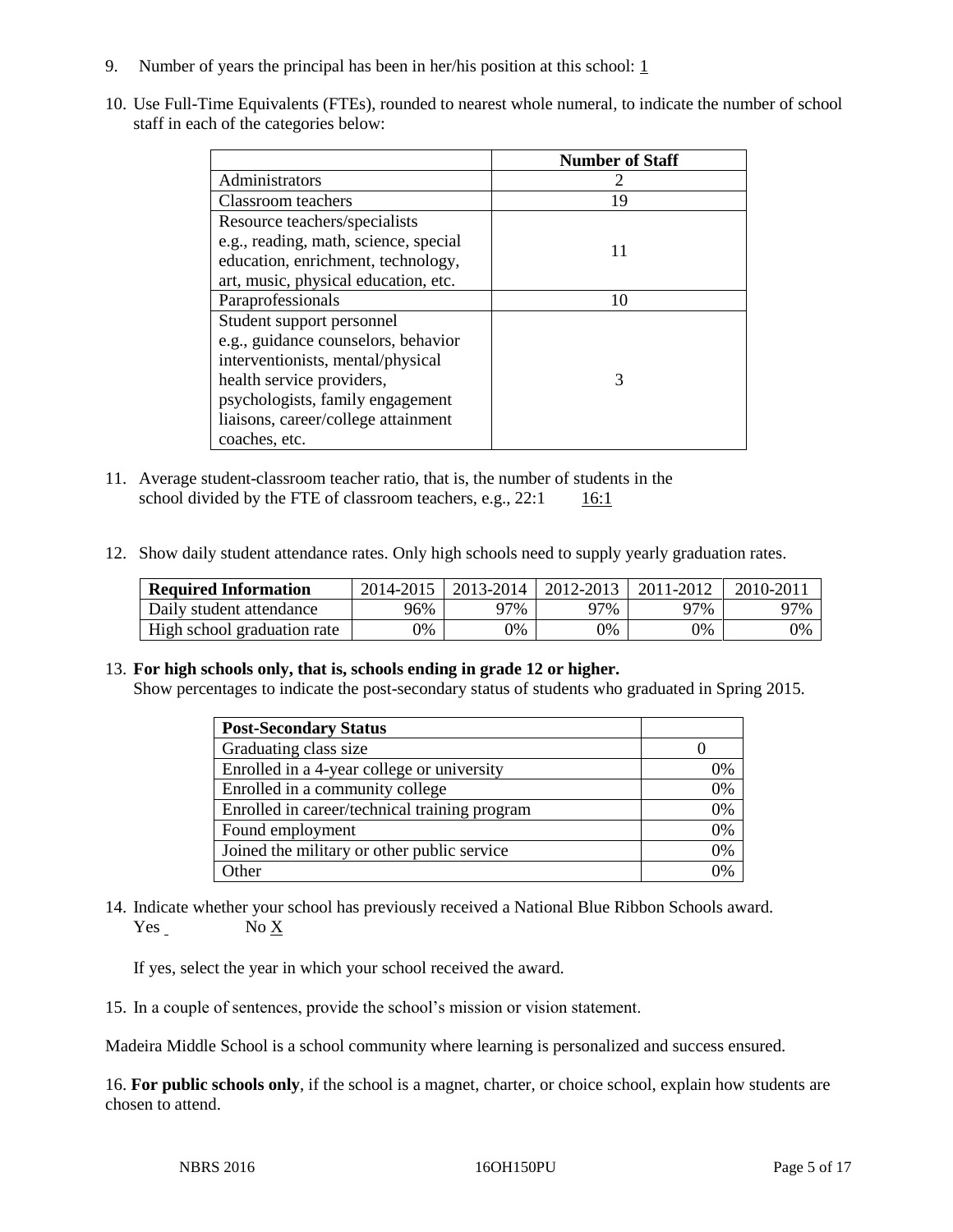9. Number of years the principal has been in her/his position at this school: 1

10. Use Full-Time Equivalents (FTEs), rounded to nearest whole numeral, to indicate the number of school staff in each of the categories below:

| | Number of Staff |
|---|---|
| Administrators | 2 |
| Classroom teachers | 19 |
| Resource teachers/specialists e.g., reading, math, science, special education, enrichment, technology, art, music, physical education, etc. | 11 |
| Paraprofessionals | 10 |
| Student support personnel e.g., guidance counselors, behavior interventionists, mental/physical health service providers, psychologists, family engagement liaisons, career/college attainment coaches, etc. | 3 |

11. Average student-classroom teacher ratio, that is, the number of students in the school divided by the FTE of classroom teachers, e.g., 22:1 16:1

12. Show daily student attendance rates. Only high schools need to supply yearly graduation rates.

| Required Information | 2014-2015 | 2013-2014 | 2012-2013 | 2011-2012 | 2010-2011 |
|---|---|---|---|---|---|
| Daily student attendance | 96% | 97% | 97% | 97% | 97% |
| High school graduation rate | 0% | 0% | 0% | 0% | 0% |

13. **For high schools only, that is, schools ending in grade 12 or higher.**
Show percentages to indicate the post-secondary status of students who graduated in Spring 2015.

| Post-Secondary Status | |
|---|---|
| Graduating class size | 0 |
| Enrolled in a 4-year college or university | 0% |
| Enrolled in a community college | 0% |
| Enrolled in career/technical training program | 0% |
| Found employment | 0% |
| Joined the military or other public service | 0% |
| Other | 0% |

14. Indicate whether your school has previously received a National Blue Ribbon Schools award.
Yes No X

If yes, select the year in which your school received the award.

15. In a couple of sentences, provide the school's mission or vision statement.

Madeira Middle School is a school community where learning is personalized and success ensured.

16. **For public schools only**, if the school is a magnet, charter, or choice school, explain how students are chosen to attend.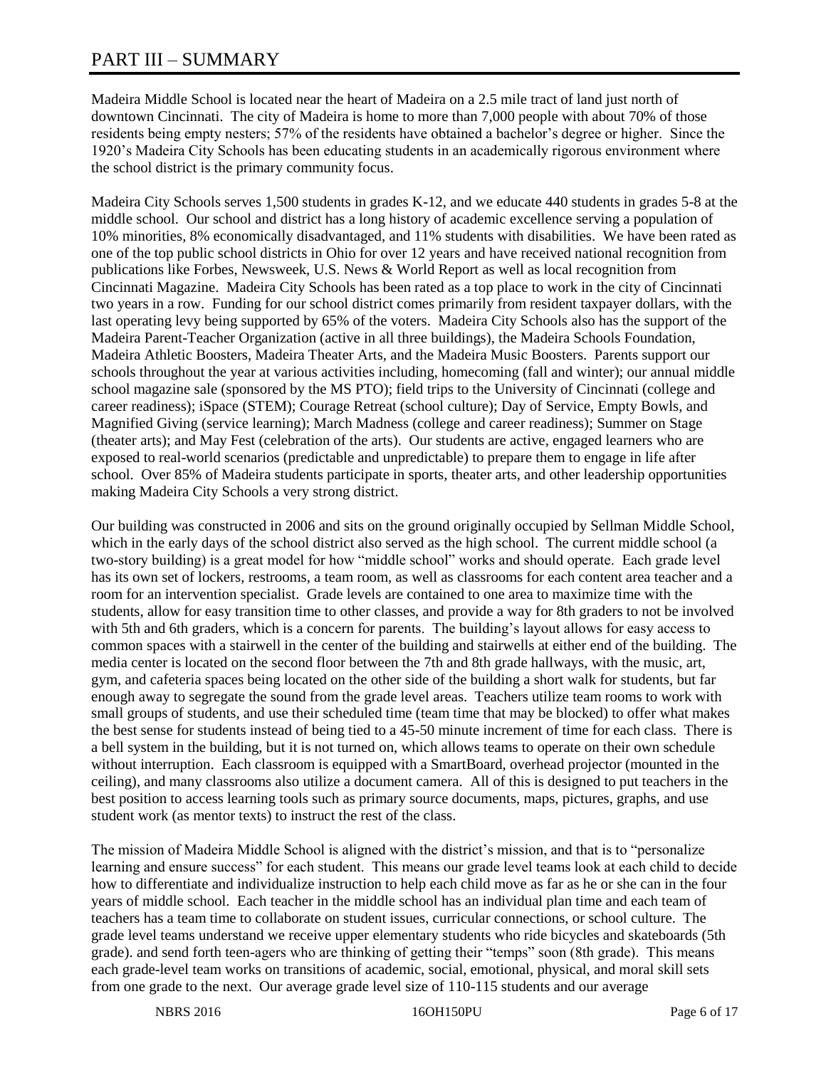# PART III – SUMMARY

Madeira Middle School is located near the heart of Madeira on a 2.5 mile tract of land just north of downtown Cincinnati. The city of Madeira is home to more than 7,000 people with about 70% of those residents being empty nesters; 57% of the residents have obtained a bachelor's degree or higher. Since the 1920's Madeira City Schools has been educating students in an academically rigorous environment where the school district is the primary community focus.

Madeira City Schools serves 1,500 students in grades K-12, and we educate 440 students in grades 5-8 at the middle school. Our school and district has a long history of academic excellence serving a population of 10% minorities, 8% economically disadvantaged, and 11% students with disabilities. We have been rated as one of the top public school districts in Ohio for over 12 years and have received national recognition from publications like Forbes, Newsweek, U.S. News & World Report as well as local recognition from Cincinnati Magazine. Madeira City Schools has been rated as a top place to work in the city of Cincinnati two years in a row. Funding for our school district comes primarily from resident taxpayer dollars, with the last operating levy being supported by 65% of the voters. Madeira City Schools also has the support of the Madeira Parent-Teacher Organization (active in all three buildings), the Madeira Schools Foundation, Madeira Athletic Boosters, Madeira Theater Arts, and the Madeira Music Boosters. Parents support our schools throughout the year at various activities including, homecoming (fall and winter); our annual middle school magazine sale (sponsored by the MS PTO); field trips to the University of Cincinnati (college and career readiness); iSpace (STEM); Courage Retreat (school culture); Day of Service, Empty Bowls, and Magnified Giving (service learning); March Madness (college and career readiness); Summer on Stage (theater arts); and May Fest (celebration of the arts). Our students are active, engaged learners who are exposed to real-world scenarios (predictable and unpredictable) to prepare them to engage in life after school. Over 85% of Madeira students participate in sports, theater arts, and other leadership opportunities making Madeira City Schools a very strong district.

Our building was constructed in 2006 and sits on the ground originally occupied by Sellman Middle School, which in the early days of the school district also served as the high school. The current middle school (a two-story building) is a great model for how "middle school" works and should operate. Each grade level has its own set of lockers, restrooms, a team room, as well as classrooms for each content area teacher and a room for an intervention specialist. Grade levels are contained to one area to maximize time with the students, allow for easy transition time to other classes, and provide a way for 8th graders to not be involved with 5th and 6th graders, which is a concern for parents. The building's layout allows for easy access to common spaces with a stairwell in the center of the building and stairwells at either end of the building. The media center is located on the second floor between the 7th and 8th grade hallways, with the music, art, gym, and cafeteria spaces being located on the other side of the building a short walk for students, but far enough away to segregate the sound from the grade level areas. Teachers utilize team rooms to work with small groups of students, and use their scheduled time (team time that may be blocked) to offer what makes the best sense for students instead of being tied to a 45-50 minute increment of time for each class. There is a bell system in the building, but it is not turned on, which allows teams to operate on their own schedule without interruption. Each classroom is equipped with a SmartBoard, overhead projector (mounted in the ceiling), and many classrooms also utilize a document camera. All of this is designed to put teachers in the best position to access learning tools such as primary source documents, maps, pictures, graphs, and use student work (as mentor texts) to instruct the rest of the class.

The mission of Madeira Middle School is aligned with the district's mission, and that is to "personalize learning and ensure success" for each student. This means our grade level teams look at each child to decide how to differentiate and individualize instruction to help each child move as far as he or she can in the four years of middle school. Each teacher in the middle school has an individual plan time and each team of teachers has a team time to collaborate on student issues, curricular connections, or school culture. The grade level teams understand we receive upper elementary students who ride bicycles and skateboards (5th grade). and send forth teen-agers who are thinking of getting their "temps" soon (8th grade). This means each grade-level team works on transitions of academic, social, emotional, physical, and moral skill sets from one grade to the next. Our average grade level size of 110-115 students and our average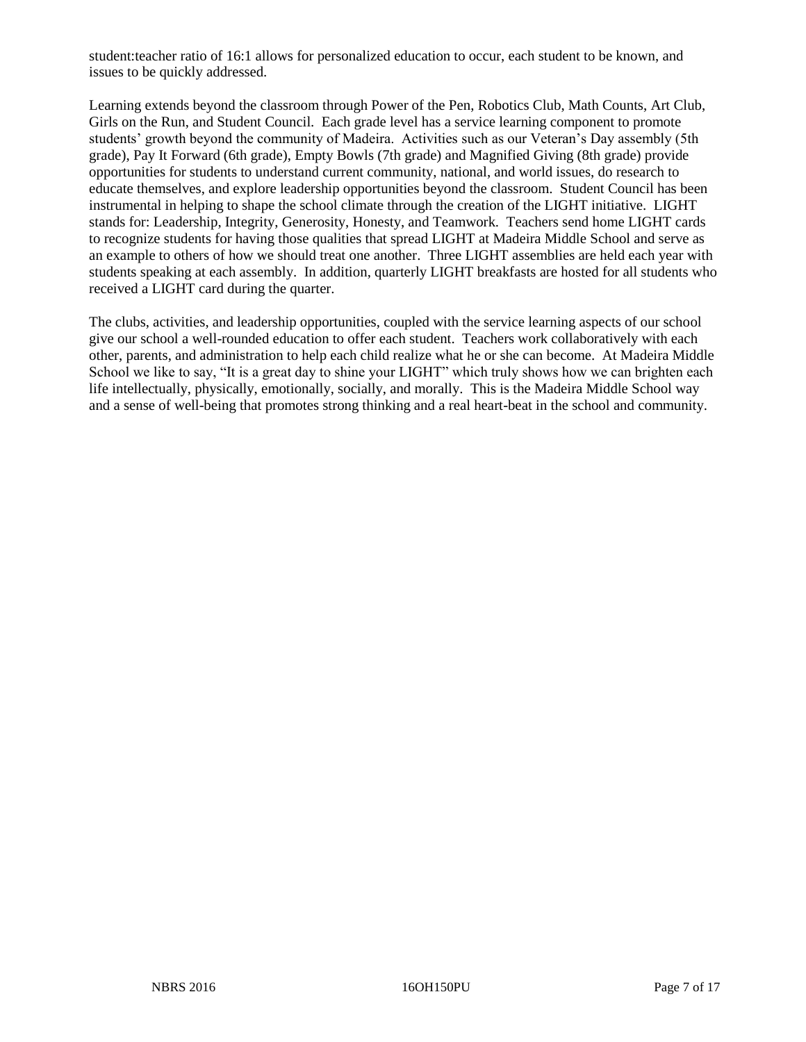student:teacher ratio of 16:1 allows for personalized education to occur, each student to be known, and issues to be quickly addressed.

Learning extends beyond the classroom through Power of the Pen, Robotics Club, Math Counts, Art Club, Girls on the Run, and Student Council. Each grade level has a service learning component to promote students' growth beyond the community of Madeira. Activities such as our Veteran's Day assembly (5th grade), Pay It Forward (6th grade), Empty Bowls (7th grade) and Magnified Giving (8th grade) provide opportunities for students to understand current community, national, and world issues, do research to educate themselves, and explore leadership opportunities beyond the classroom. Student Council has been instrumental in helping to shape the school climate through the creation of the LIGHT initiative. LIGHT stands for: Leadership, Integrity, Generosity, Honesty, and Teamwork. Teachers send home LIGHT cards to recognize students for having those qualities that spread LIGHT at Madeira Middle School and serve as an example to others of how we should treat one another. Three LIGHT assemblies are held each year with students speaking at each assembly. In addition, quarterly LIGHT breakfasts are hosted for all students who received a LIGHT card during the quarter.

The clubs, activities, and leadership opportunities, coupled with the service learning aspects of our school give our school a well-rounded education to offer each student. Teachers work collaboratively with each other, parents, and administration to help each child realize what he or she can become. At Madeira Middle School we like to say, "It is a great day to shine your LIGHT" which truly shows how we can brighten each life intellectually, physically, emotionally, socially, and morally. This is the Madeira Middle School way and a sense of well-being that promotes strong thinking and a real heart-beat in the school and community.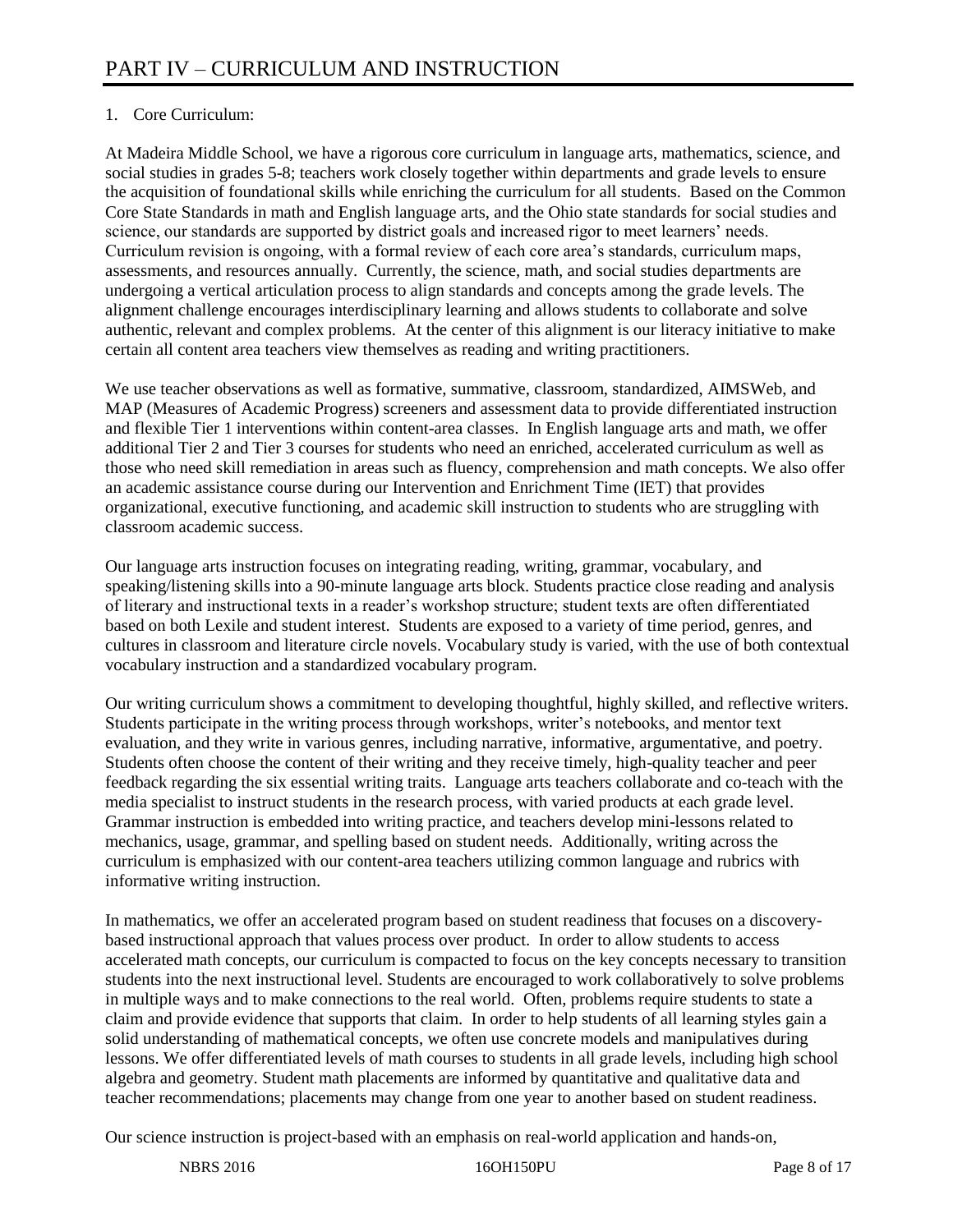# PART IV – CURRICULUM AND INSTRUCTION

1. Core Curriculum:

At Madeira Middle School, we have a rigorous core curriculum in language arts, mathematics, science, and social studies in grades 5-8; teachers work closely together within departments and grade levels to ensure the acquisition of foundational skills while enriching the curriculum for all students. Based on the Common Core State Standards in math and English language arts, and the Ohio state standards for social studies and science, our standards are supported by district goals and increased rigor to meet learners' needs. Curriculum revision is ongoing, with a formal review of each core area's standards, curriculum maps, assessments, and resources annually. Currently, the science, math, and social studies departments are undergoing a vertical articulation process to align standards and concepts among the grade levels. The alignment challenge encourages interdisciplinary learning and allows students to collaborate and solve authentic, relevant and complex problems. At the center of this alignment is our literacy initiative to make certain all content area teachers view themselves as reading and writing practitioners.

We use teacher observations as well as formative, summative, classroom, standardized, AIMSWeb, and MAP (Measures of Academic Progress) screeners and assessment data to provide differentiated instruction and flexible Tier 1 interventions within content-area classes. In English language arts and math, we offer additional Tier 2 and Tier 3 courses for students who need an enriched, accelerated curriculum as well as those who need skill remediation in areas such as fluency, comprehension and math concepts. We also offer an academic assistance course during our Intervention and Enrichment Time (IET) that provides organizational, executive functioning, and academic skill instruction to students who are struggling with classroom academic success.

Our language arts instruction focuses on integrating reading, writing, grammar, vocabulary, and speaking/listening skills into a 90-minute language arts block. Students practice close reading and analysis of literary and instructional texts in a reader's workshop structure; student texts are often differentiated based on both Lexile and student interest. Students are exposed to a variety of time period, genres, and cultures in classroom and literature circle novels. Vocabulary study is varied, with the use of both contextual vocabulary instruction and a standardized vocabulary program.

Our writing curriculum shows a commitment to developing thoughtful, highly skilled, and reflective writers. Students participate in the writing process through workshops, writer's notebooks, and mentor text evaluation, and they write in various genres, including narrative, informative, argumentative, and poetry. Students often choose the content of their writing and they receive timely, high-quality teacher and peer feedback regarding the six essential writing traits. Language arts teachers collaborate and co-teach with the media specialist to instruct students in the research process, with varied products at each grade level. Grammar instruction is embedded into writing practice, and teachers develop mini-lessons related to mechanics, usage, grammar, and spelling based on student needs. Additionally, writing across the curriculum is emphasized with our content-area teachers utilizing common language and rubrics with informative writing instruction.

In mathematics, we offer an accelerated program based on student readiness that focuses on a discovery-based instructional approach that values process over product. In order to allow students to access accelerated math concepts, our curriculum is compacted to focus on the key concepts necessary to transition students into the next instructional level. Students are encouraged to work collaboratively to solve problems in multiple ways and to make connections to the real world. Often, problems require students to state a claim and provide evidence that supports that claim. In order to help students of all learning styles gain a solid understanding of mathematical concepts, we often use concrete models and manipulatives during lessons. We offer differentiated levels of math courses to students in all grade levels, including high school algebra and geometry. Student math placements are informed by quantitative and qualitative data and teacher recommendations; placements may change from one year to another based on student readiness.

Our science instruction is project-based with an emphasis on real-world application and hands-on,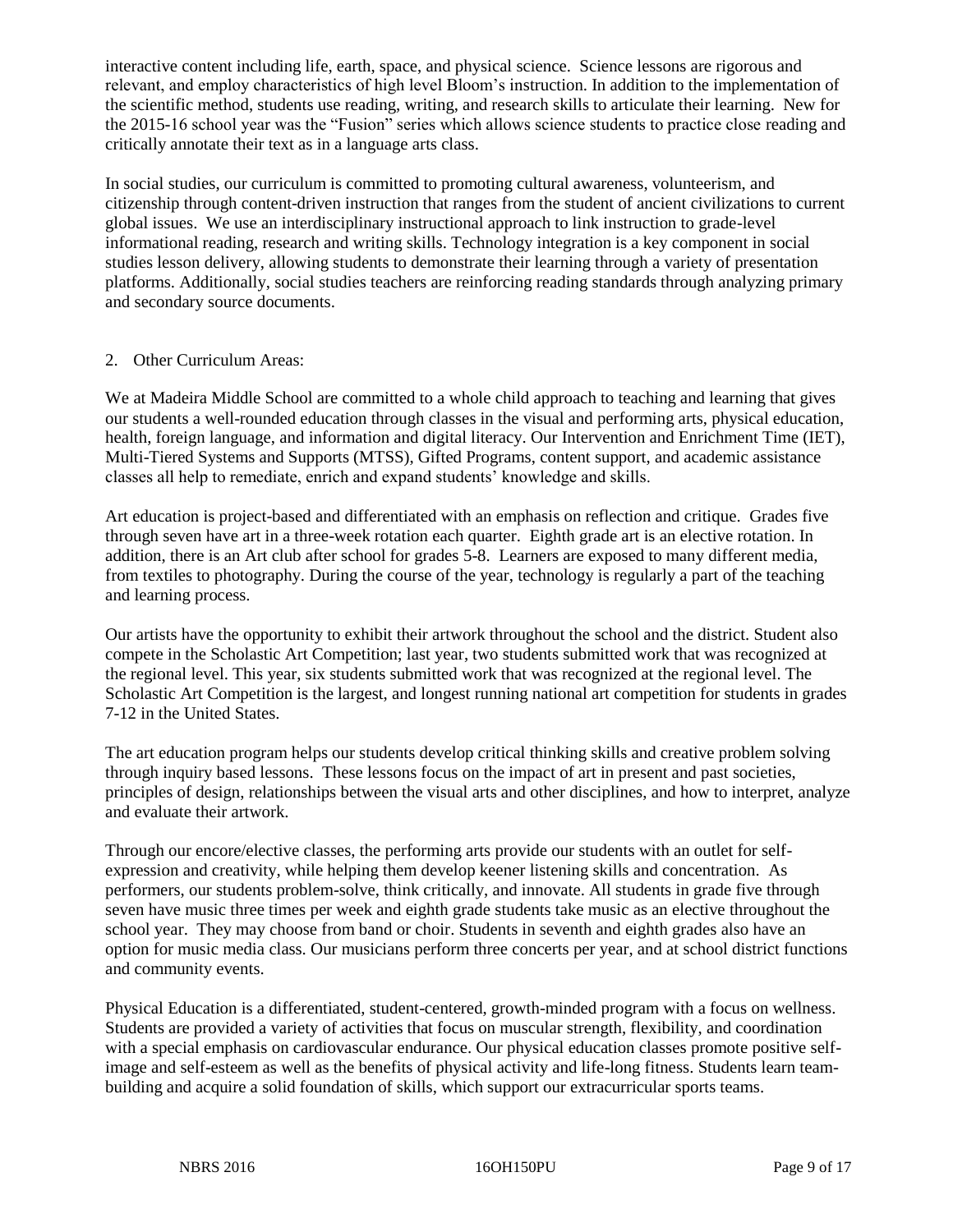interactive content including life, earth, space, and physical science. Science lessons are rigorous and relevant, and employ characteristics of high level Bloom's instruction. In addition to the implementation of the scientific method, students use reading, writing, and research skills to articulate their learning. New for the 2015-16 school year was the "Fusion" series which allows science students to practice close reading and critically annotate their text as in a language arts class.

In social studies, our curriculum is committed to promoting cultural awareness, volunteerism, and citizenship through content-driven instruction that ranges from the student of ancient civilizations to current global issues. We use an interdisciplinary instructional approach to link instruction to grade-level informational reading, research and writing skills. Technology integration is a key component in social studies lesson delivery, allowing students to demonstrate their learning through a variety of presentation platforms. Additionally, social studies teachers are reinforcing reading standards through analyzing primary and secondary source documents.

2. Other Curriculum Areas:

We at Madeira Middle School are committed to a whole child approach to teaching and learning that gives our students a well-rounded education through classes in the visual and performing arts, physical education, health, foreign language, and information and digital literacy. Our Intervention and Enrichment Time (IET), Multi-Tiered Systems and Supports (MTSS), Gifted Programs, content support, and academic assistance classes all help to remediate, enrich and expand students' knowledge and skills.

Art education is project-based and differentiated with an emphasis on reflection and critique. Grades five through seven have art in a three-week rotation each quarter. Eighth grade art is an elective rotation. In addition, there is an Art club after school for grades 5-8. Learners are exposed to many different media, from textiles to photography. During the course of the year, technology is regularly a part of the teaching and learning process.

Our artists have the opportunity to exhibit their artwork throughout the school and the district. Student also compete in the Scholastic Art Competition; last year, two students submitted work that was recognized at the regional level. This year, six students submitted work that was recognized at the regional level. The Scholastic Art Competition is the largest, and longest running national art competition for students in grades 7-12 in the United States.

The art education program helps our students develop critical thinking skills and creative problem solving through inquiry based lessons. These lessons focus on the impact of art in present and past societies, principles of design, relationships between the visual arts and other disciplines, and how to interpret, analyze and evaluate their artwork.

Through our encore/elective classes, the performing arts provide our students with an outlet for self-expression and creativity, while helping them develop keener listening skills and concentration. As performers, our students problem-solve, think critically, and innovate. All students in grade five through seven have music three times per week and eighth grade students take music as an elective throughout the school year. They may choose from band or choir. Students in seventh and eighth grades also have an option for music media class. Our musicians perform three concerts per year, and at school district functions and community events.

Physical Education is a differentiated, student-centered, growth-minded program with a focus on wellness. Students are provided a variety of activities that focus on muscular strength, flexibility, and coordination with a special emphasis on cardiovascular endurance. Our physical education classes promote positive self-image and self-esteem as well as the benefits of physical activity and life-long fitness. Students learn team-building and acquire a solid foundation of skills, which support our extracurricular sports teams.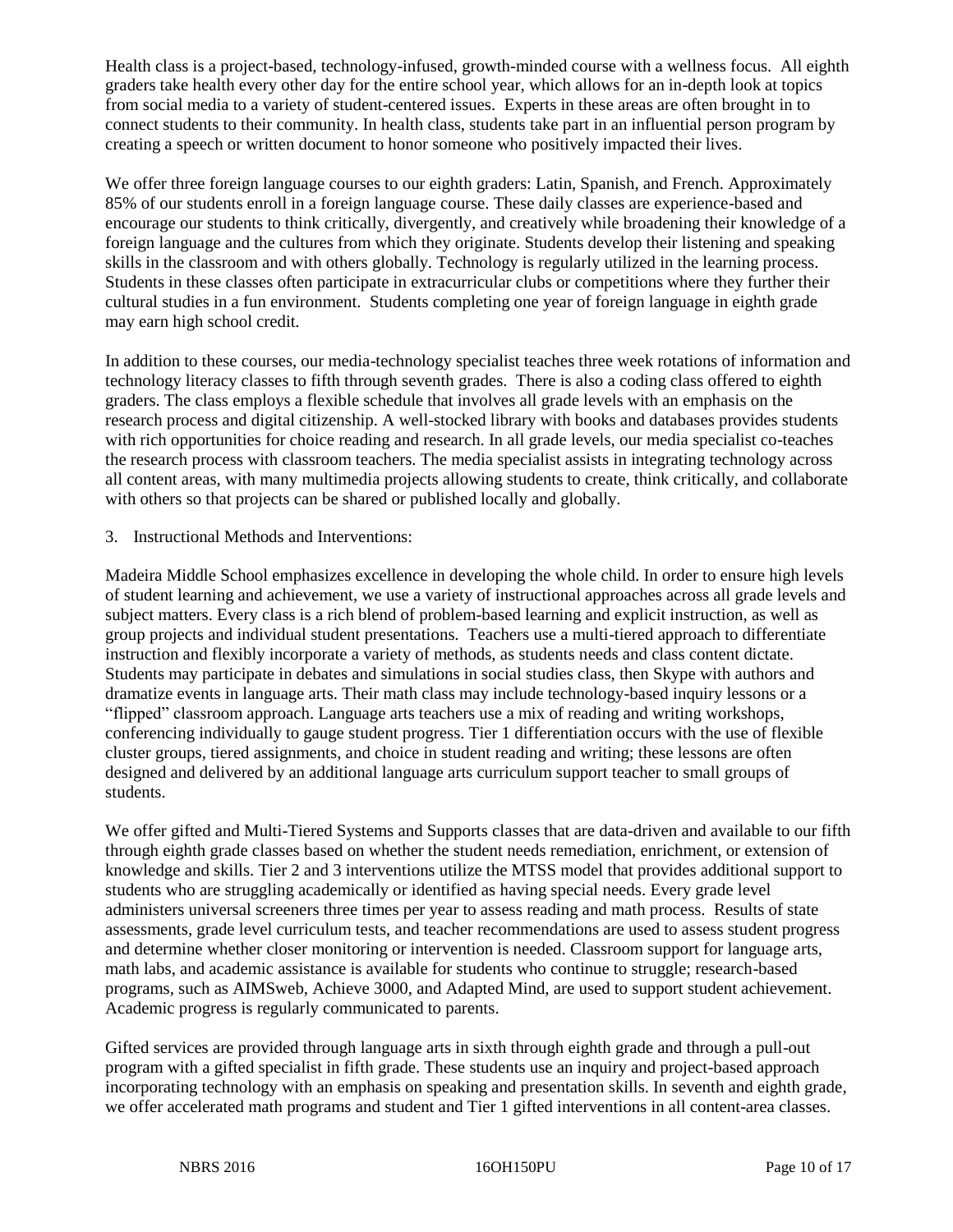Health class is a project-based, technology-infused, growth-minded course with a wellness focus. All eighth graders take health every other day for the entire school year, which allows for an in-depth look at topics from social media to a variety of student-centered issues. Experts in these areas are often brought in to connect students to their community. In health class, students take part in an influential person program by creating a speech or written document to honor someone who positively impacted their lives.

We offer three foreign language courses to our eighth graders: Latin, Spanish, and French. Approximately 85% of our students enroll in a foreign language course. These daily classes are experience-based and encourage our students to think critically, divergently, and creatively while broadening their knowledge of a foreign language and the cultures from which they originate. Students develop their listening and speaking skills in the classroom and with others globally. Technology is regularly utilized in the learning process. Students in these classes often participate in extracurricular clubs or competitions where they further their cultural studies in a fun environment. Students completing one year of foreign language in eighth grade may earn high school credit.

In addition to these courses, our media-technology specialist teaches three week rotations of information and technology literacy classes to fifth through seventh grades. There is also a coding class offered to eighth graders. The class employs a flexible schedule that involves all grade levels with an emphasis on the research process and digital citizenship. A well-stocked library with books and databases provides students with rich opportunities for choice reading and research. In all grade levels, our media specialist co-teaches the research process with classroom teachers. The media specialist assists in integrating technology across all content areas, with many multimedia projects allowing students to create, think critically, and collaborate with others so that projects can be shared or published locally and globally.

3. Instructional Methods and Interventions:

Madeira Middle School emphasizes excellence in developing the whole child. In order to ensure high levels of student learning and achievement, we use a variety of instructional approaches across all grade levels and subject matters. Every class is a rich blend of problem-based learning and explicit instruction, as well as group projects and individual student presentations. Teachers use a multi-tiered approach to differentiate instruction and flexibly incorporate a variety of methods, as students needs and class content dictate. Students may participate in debates and simulations in social studies class, then Skype with authors and dramatize events in language arts. Their math class may include technology-based inquiry lessons or a "flipped" classroom approach. Language arts teachers use a mix of reading and writing workshops, conferencing individually to gauge student progress. Tier 1 differentiation occurs with the use of flexible cluster groups, tiered assignments, and choice in student reading and writing; these lessons are often designed and delivered by an additional language arts curriculum support teacher to small groups of students.

We offer gifted and Multi-Tiered Systems and Supports classes that are data-driven and available to our fifth through eighth grade classes based on whether the student needs remediation, enrichment, or extension of knowledge and skills. Tier 2 and 3 interventions utilize the MTSS model that provides additional support to students who are struggling academically or identified as having special needs. Every grade level administers universal screeners three times per year to assess reading and math process. Results of state assessments, grade level curriculum tests, and teacher recommendations are used to assess student progress and determine whether closer monitoring or intervention is needed. Classroom support for language arts, math labs, and academic assistance is available for students who continue to struggle; research-based programs, such as AIMSweb, Achieve 3000, and Adapted Mind, are used to support student achievement. Academic progress is regularly communicated to parents.

Gifted services are provided through language arts in sixth through eighth grade and through a pull-out program with a gifted specialist in fifth grade. These students use an inquiry and project-based approach incorporating technology with an emphasis on speaking and presentation skills. In seventh and eighth grade, we offer accelerated math programs and student and Tier 1 gifted interventions in all content-area classes.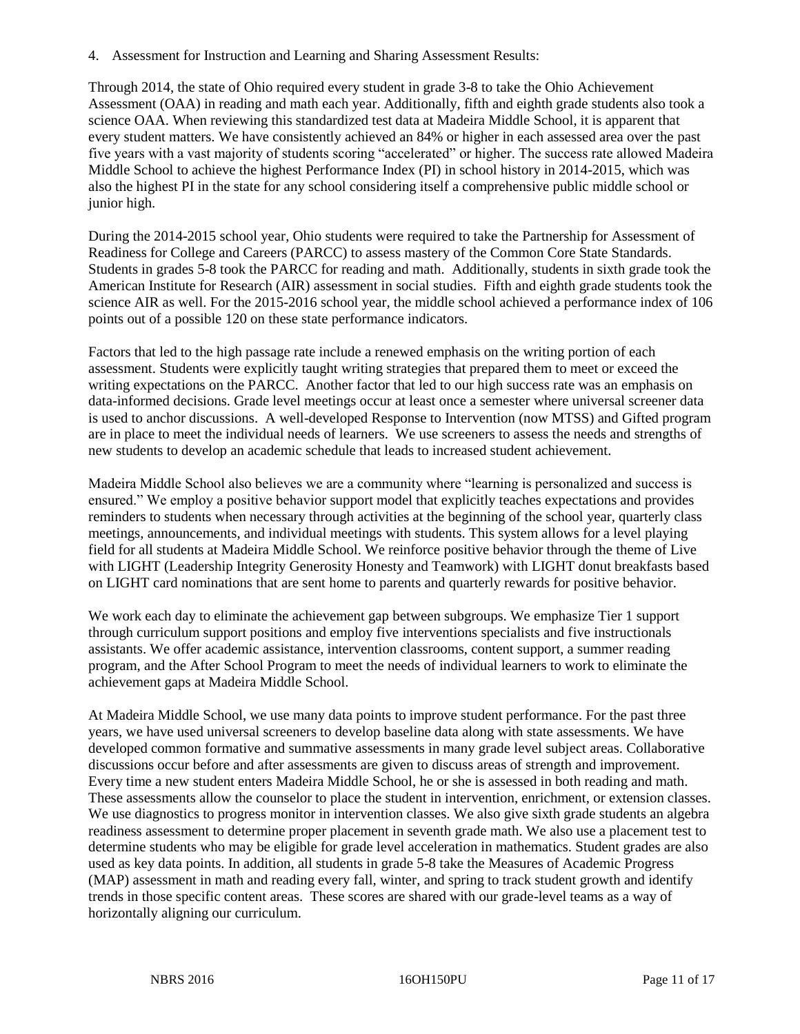4. Assessment for Instruction and Learning and Sharing Assessment Results:

Through 2014, the state of Ohio required every student in grade 3-8 to take the Ohio Achievement Assessment (OAA) in reading and math each year. Additionally, fifth and eighth grade students also took a science OAA. When reviewing this standardized test data at Madeira Middle School, it is apparent that every student matters. We have consistently achieved an 84% or higher in each assessed area over the past five years with a vast majority of students scoring "accelerated" or higher. The success rate allowed Madeira Middle School to achieve the highest Performance Index (PI) in school history in 2014-2015, which was also the highest PI in the state for any school considering itself a comprehensive public middle school or junior high.

During the 2014-2015 school year, Ohio students were required to take the Partnership for Assessment of Readiness for College and Careers (PARCC) to assess mastery of the Common Core State Standards. Students in grades 5-8 took the PARCC for reading and math. Additionally, students in sixth grade took the American Institute for Research (AIR) assessment in social studies. Fifth and eighth grade students took the science AIR as well. For the 2015-2016 school year, the middle school achieved a performance index of 106 points out of a possible 120 on these state performance indicators.

Factors that led to the high passage rate include a renewed emphasis on the writing portion of each assessment. Students were explicitly taught writing strategies that prepared them to meet or exceed the writing expectations on the PARCC. Another factor that led to our high success rate was an emphasis on data-informed decisions. Grade level meetings occur at least once a semester where universal screener data is used to anchor discussions. A well-developed Response to Intervention (now MTSS) and Gifted program are in place to meet the individual needs of learners. We use screeners to assess the needs and strengths of new students to develop an academic schedule that leads to increased student achievement.

Madeira Middle School also believes we are a community where "learning is personalized and success is ensured." We employ a positive behavior support model that explicitly teaches expectations and provides reminders to students when necessary through activities at the beginning of the school year, quarterly class meetings, announcements, and individual meetings with students. This system allows for a level playing field for all students at Madeira Middle School. We reinforce positive behavior through the theme of Live with LIGHT (Leadership Integrity Generosity Honesty and Teamwork) with LIGHT donut breakfasts based on LIGHT card nominations that are sent home to parents and quarterly rewards for positive behavior.

We work each day to eliminate the achievement gap between subgroups. We emphasize Tier 1 support through curriculum support positions and employ five interventions specialists and five instructionals assistants. We offer academic assistance, intervention classrooms, content support, a summer reading program, and the After School Program to meet the needs of individual learners to work to eliminate the achievement gaps at Madeira Middle School.

At Madeira Middle School, we use many data points to improve student performance. For the past three years, we have used universal screeners to develop baseline data along with state assessments. We have developed common formative and summative assessments in many grade level subject areas. Collaborative discussions occur before and after assessments are given to discuss areas of strength and improvement. Every time a new student enters Madeira Middle School, he or she is assessed in both reading and math. These assessments allow the counselor to place the student in intervention, enrichment, or extension classes. We use diagnostics to progress monitor in intervention classes. We also give sixth grade students an algebra readiness assessment to determine proper placement in seventh grade math. We also use a placement test to determine students who may be eligible for grade level acceleration in mathematics. Student grades are also used as key data points. In addition, all students in grade 5-8 take the Measures of Academic Progress (MAP) assessment in math and reading every fall, winter, and spring to track student growth and identify trends in those specific content areas. These scores are shared with our grade-level teams as a way of horizontally aligning our curriculum.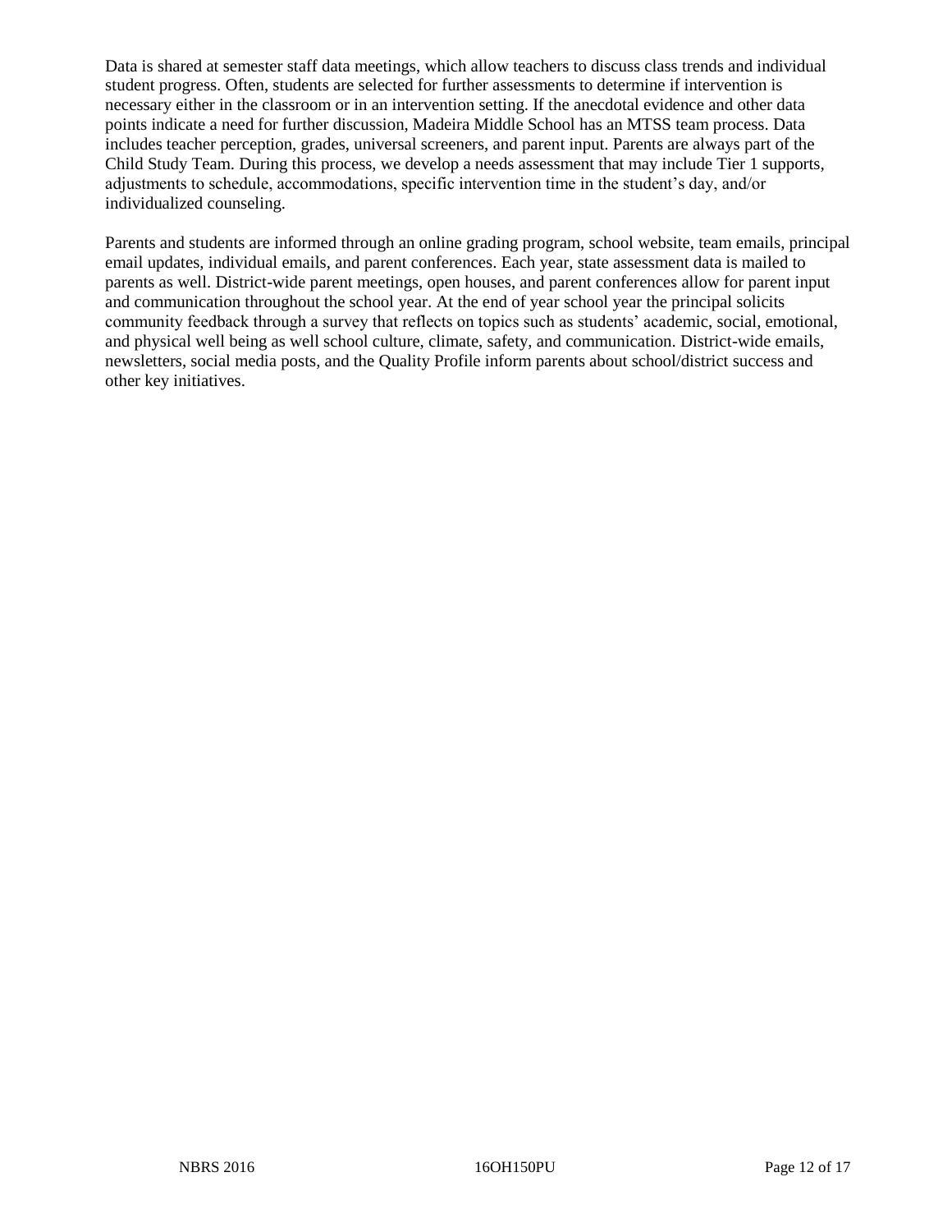Data is shared at semester staff data meetings, which allow teachers to discuss class trends and individual student progress. Often, students are selected for further assessments to determine if intervention is necessary either in the classroom or in an intervention setting. If the anecdotal evidence and other data points indicate a need for further discussion, Madeira Middle School has an MTSS team process. Data includes teacher perception, grades, universal screeners, and parent input. Parents are always part of the Child Study Team. During this process, we develop a needs assessment that may include Tier 1 supports, adjustments to schedule, accommodations, specific intervention time in the student's day, and/or individualized counseling.

Parents and students are informed through an online grading program, school website, team emails, principal email updates, individual emails, and parent conferences. Each year, state assessment data is mailed to parents as well. District-wide parent meetings, open houses, and parent conferences allow for parent input and communication throughout the school year. At the end of year school year the principal solicits community feedback through a survey that reflects on topics such as students' academic, social, emotional, and physical well being as well school culture, climate, safety, and communication. District-wide emails, newsletters, social media posts, and the Quality Profile inform parents about school/district success and other key initiatives.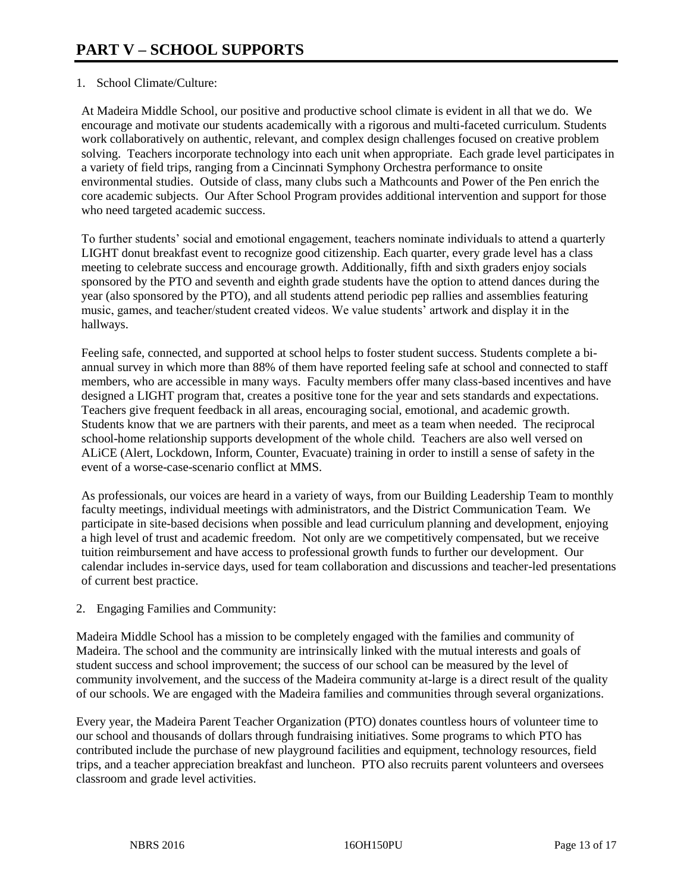# PART V – SCHOOL SUPPORTS

1. School Climate/Culture:

At Madeira Middle School, our positive and productive school climate is evident in all that we do. We encourage and motivate our students academically with a rigorous and multi-faceted curriculum. Students work collaboratively on authentic, relevant, and complex design challenges focused on creative problem solving. Teachers incorporate technology into each unit when appropriate. Each grade level participates in a variety of field trips, ranging from a Cincinnati Symphony Orchestra performance to onsite environmental studies. Outside of class, many clubs such a Mathcounts and Power of the Pen enrich the core academic subjects. Our After School Program provides additional intervention and support for those who need targeted academic success.

To further students' social and emotional engagement, teachers nominate individuals to attend a quarterly LIGHT donut breakfast event to recognize good citizenship. Each quarter, every grade level has a class meeting to celebrate success and encourage growth. Additionally, fifth and sixth graders enjoy socials sponsored by the PTO and seventh and eighth grade students have the option to attend dances during the year (also sponsored by the PTO), and all students attend periodic pep rallies and assemblies featuring music, games, and teacher/student created videos. We value students' artwork and display it in the hallways.

Feeling safe, connected, and supported at school helps to foster student success. Students complete a bi-annual survey in which more than 88% of them have reported feeling safe at school and connected to staff members, who are accessible in many ways. Faculty members offer many class-based incentives and have designed a LIGHT program that, creates a positive tone for the year and sets standards and expectations. Teachers give frequent feedback in all areas, encouraging social, emotional, and academic growth. Students know that we are partners with their parents, and meet as a team when needed. The reciprocal school-home relationship supports development of the whole child. Teachers are also well versed on ALiCE (Alert, Lockdown, Inform, Counter, Evacuate) training in order to instill a sense of safety in the event of a worse-case-scenario conflict at MMS.

As professionals, our voices are heard in a variety of ways, from our Building Leadership Team to monthly faculty meetings, individual meetings with administrators, and the District Communication Team. We participate in site-based decisions when possible and lead curriculum planning and development, enjoying a high level of trust and academic freedom. Not only are we competitively compensated, but we receive tuition reimbursement and have access to professional growth funds to further our development. Our calendar includes in-service days, used for team collaboration and discussions and teacher-led presentations of current best practice.

2. Engaging Families and Community:

Madeira Middle School has a mission to be completely engaged with the families and community of Madeira. The school and the community are intrinsically linked with the mutual interests and goals of student success and school improvement; the success of our school can be measured by the level of community involvement, and the success of the Madeira community at-large is a direct result of the quality of our schools. We are engaged with the Madeira families and communities through several organizations.

Every year, the Madeira Parent Teacher Organization (PTO) donates countless hours of volunteer time to our school and thousands of dollars through fundraising initiatives. Some programs to which PTO has contributed include the purchase of new playground facilities and equipment, technology resources, field trips, and a teacher appreciation breakfast and luncheon. PTO also recruits parent volunteers and oversees classroom and grade level activities.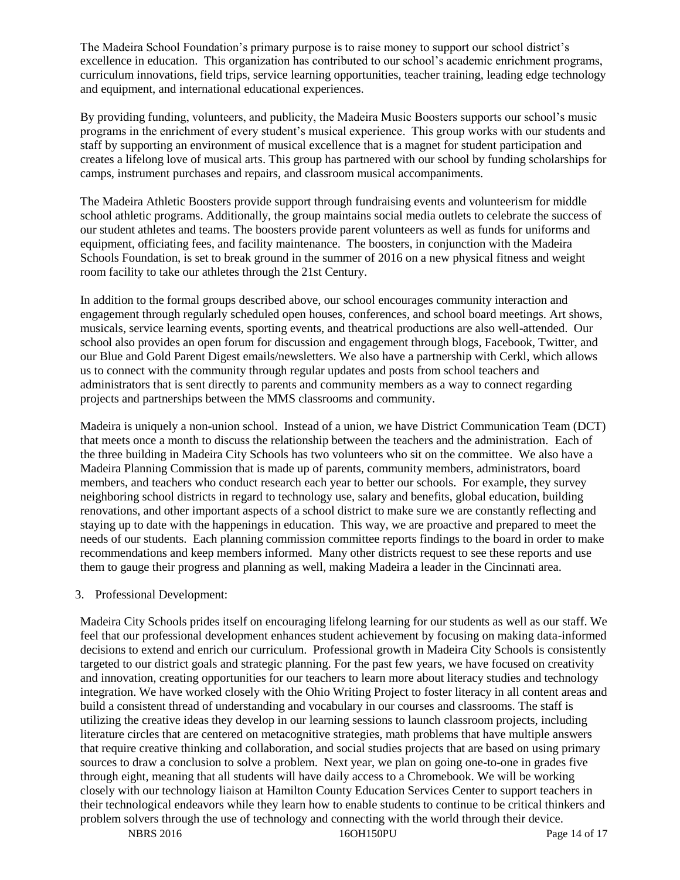The Madeira School Foundation's primary purpose is to raise money to support our school district's excellence in education. This organization has contributed to our school's academic enrichment programs, curriculum innovations, field trips, service learning opportunities, teacher training, leading edge technology and equipment, and international educational experiences.

By providing funding, volunteers, and publicity, the Madeira Music Boosters supports our school's music programs in the enrichment of every student's musical experience. This group works with our students and staff by supporting an environment of musical excellence that is a magnet for student participation and creates a lifelong love of musical arts. This group has partnered with our school by funding scholarships for camps, instrument purchases and repairs, and classroom musical accompaniments.

The Madeira Athletic Boosters provide support through fundraising events and volunteerism for middle school athletic programs. Additionally, the group maintains social media outlets to celebrate the success of our student athletes and teams. The boosters provide parent volunteers as well as funds for uniforms and equipment, officiating fees, and facility maintenance. The boosters, in conjunction with the Madeira Schools Foundation, is set to break ground in the summer of 2016 on a new physical fitness and weight room facility to take our athletes through the 21st Century.

In addition to the formal groups described above, our school encourages community interaction and engagement through regularly scheduled open houses, conferences, and school board meetings. Art shows, musicals, service learning events, sporting events, and theatrical productions are also well-attended. Our school also provides an open forum for discussion and engagement through blogs, Facebook, Twitter, and our Blue and Gold Parent Digest emails/newsletters. We also have a partnership with Cerkl, which allows us to connect with the community through regular updates and posts from school teachers and administrators that is sent directly to parents and community members as a way to connect regarding projects and partnerships between the MMS classrooms and community.

Madeira is uniquely a non-union school. Instead of a union, we have District Communication Team (DCT) that meets once a month to discuss the relationship between the teachers and the administration. Each of the three building in Madeira City Schools has two volunteers who sit on the committee. We also have a Madeira Planning Commission that is made up of parents, community members, administrators, board members, and teachers who conduct research each year to better our schools. For example, they survey neighboring school districts in regard to technology use, salary and benefits, global education, building renovations, and other important aspects of a school district to make sure we are constantly reflecting and staying up to date with the happenings in education. This way, we are proactive and prepared to meet the needs of our students. Each planning commission committee reports findings to the board in order to make recommendations and keep members informed. Many other districts request to see these reports and use them to gauge their progress and planning as well, making Madeira a leader in the Cincinnati area.

3. Professional Development:

Madeira City Schools prides itself on encouraging lifelong learning for our students as well as our staff. We feel that our professional development enhances student achievement by focusing on making data-informed decisions to extend and enrich our curriculum. Professional growth in Madeira City Schools is consistently targeted to our district goals and strategic planning. For the past few years, we have focused on creativity and innovation, creating opportunities for our teachers to learn more about literacy studies and technology integration. We have worked closely with the Ohio Writing Project to foster literacy in all content areas and build a consistent thread of understanding and vocabulary in our courses and classrooms. The staff is utilizing the creative ideas they develop in our learning sessions to launch classroom projects, including literature circles that are centered on metacognitive strategies, math problems that have multiple answers that require creative thinking and collaboration, and social studies projects that are based on using primary sources to draw a conclusion to solve a problem. Next year, we plan on going one-to-one in grades five through eight, meaning that all students will have daily access to a Chromebook. We will be working closely with our technology liaison at Hamilton County Education Services Center to support teachers in their technological endeavors while they learn how to enable students to continue to be critical thinkers and problem solvers through the use of technology and connecting with the world through their device.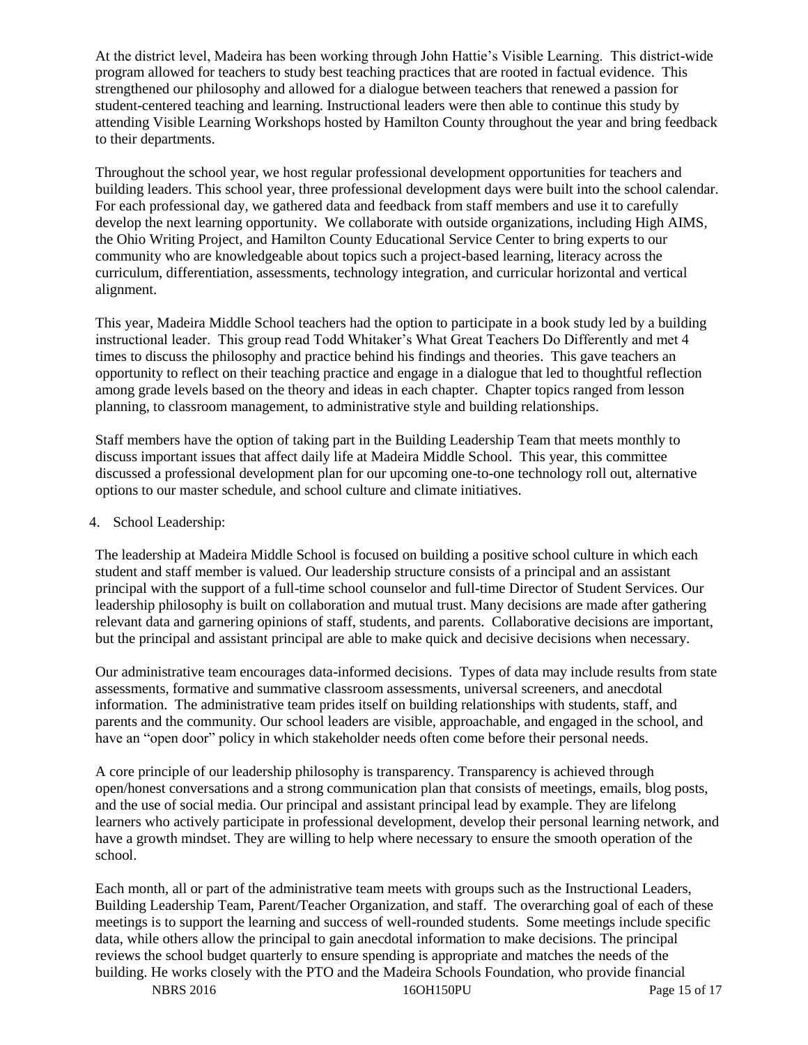At the district level, Madeira has been working through John Hattie's Visible Learning. This district-wide program allowed for teachers to study best teaching practices that are rooted in factual evidence. This strengthened our philosophy and allowed for a dialogue between teachers that renewed a passion for student-centered teaching and learning. Instructional leaders were then able to continue this study by attending Visible Learning Workshops hosted by Hamilton County throughout the year and bring feedback to their departments.

Throughout the school year, we host regular professional development opportunities for teachers and building leaders. This school year, three professional development days were built into the school calendar. For each professional day, we gathered data and feedback from staff members and use it to carefully develop the next learning opportunity. We collaborate with outside organizations, including High AIMS, the Ohio Writing Project, and Hamilton County Educational Service Center to bring experts to our community who are knowledgeable about topics such a project-based learning, literacy across the curriculum, differentiation, assessments, technology integration, and curricular horizontal and vertical alignment.

This year, Madeira Middle School teachers had the option to participate in a book study led by a building instructional leader. This group read Todd Whitaker's What Great Teachers Do Differently and met 4 times to discuss the philosophy and practice behind his findings and theories. This gave teachers an opportunity to reflect on their teaching practice and engage in a dialogue that led to thoughtful reflection among grade levels based on the theory and ideas in each chapter. Chapter topics ranged from lesson planning, to classroom management, to administrative style and building relationships.

Staff members have the option of taking part in the Building Leadership Team that meets monthly to discuss important issues that affect daily life at Madeira Middle School. This year, this committee discussed a professional development plan for our upcoming one-to-one technology roll out, alternative options to our master schedule, and school culture and climate initiatives.

4. School Leadership:

The leadership at Madeira Middle School is focused on building a positive school culture in which each student and staff member is valued. Our leadership structure consists of a principal and an assistant principal with the support of a full-time school counselor and full-time Director of Student Services. Our leadership philosophy is built on collaboration and mutual trust. Many decisions are made after gathering relevant data and garnering opinions of staff, students, and parents. Collaborative decisions are important, but the principal and assistant principal are able to make quick and decisive decisions when necessary.

Our administrative team encourages data-informed decisions. Types of data may include results from state assessments, formative and summative classroom assessments, universal screeners, and anecdotal information. The administrative team prides itself on building relationships with students, staff, and parents and the community. Our school leaders are visible, approachable, and engaged in the school, and have an "open door" policy in which stakeholder needs often come before their personal needs.

A core principle of our leadership philosophy is transparency. Transparency is achieved through open/honest conversations and a strong communication plan that consists of meetings, emails, blog posts, and the use of social media. Our principal and assistant principal lead by example. They are lifelong learners who actively participate in professional development, develop their personal learning network, and have a growth mindset. They are willing to help where necessary to ensure the smooth operation of the school.

Each month, all or part of the administrative team meets with groups such as the Instructional Leaders, Building Leadership Team, Parent/Teacher Organization, and staff. The overarching goal of each of these meetings is to support the learning and success of well-rounded students. Some meetings include specific data, while others allow the principal to gain anecdotal information to make decisions. The principal reviews the school budget quarterly to ensure spending is appropriate and matches the needs of the building. He works closely with the PTO and the Madeira Schools Foundation, who provide financial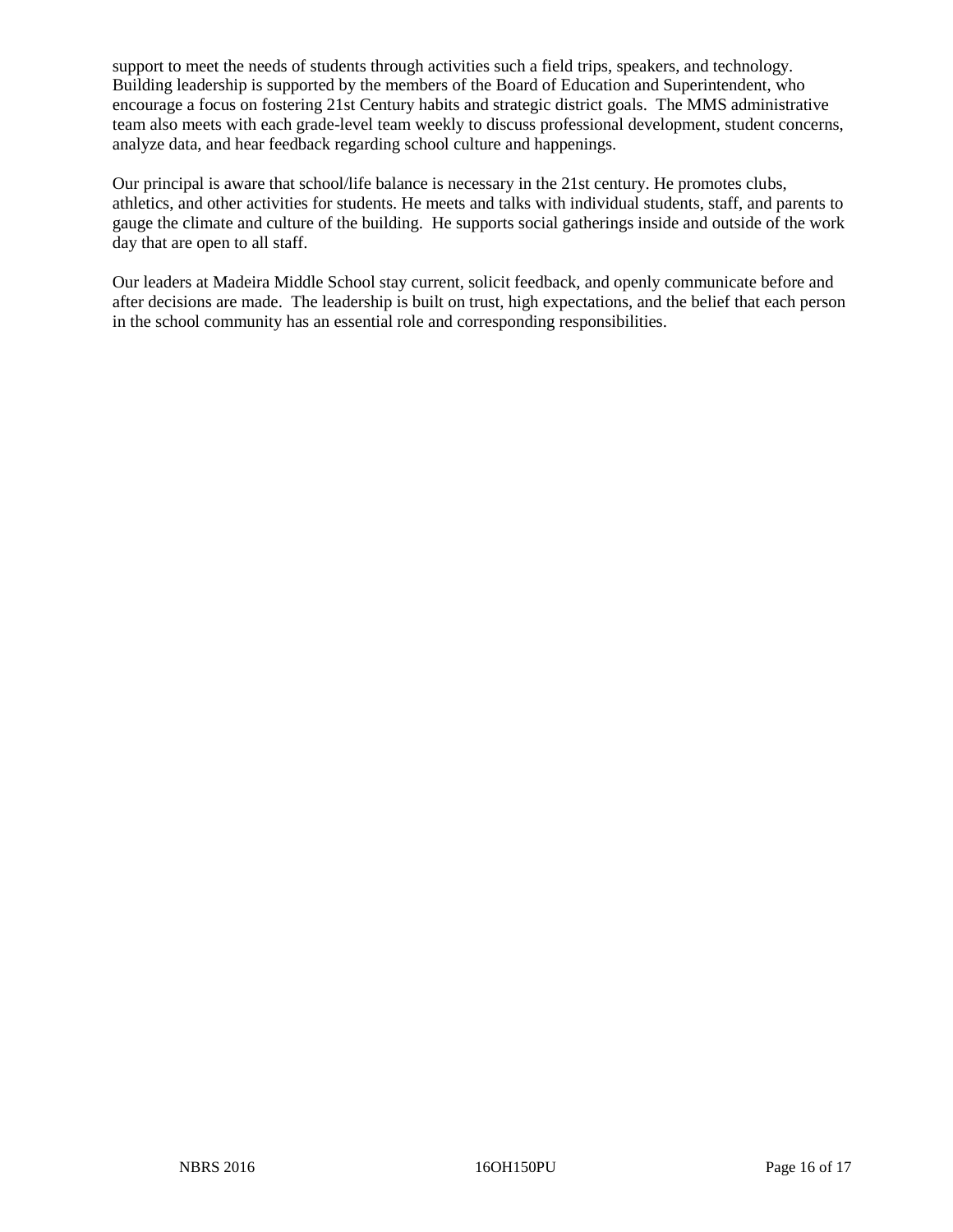support to meet the needs of students through activities such a field trips, speakers, and technology. Building leadership is supported by the members of the Board of Education and Superintendent, who encourage a focus on fostering 21st Century habits and strategic district goals. The MMS administrative team also meets with each grade-level team weekly to discuss professional development, student concerns, analyze data, and hear feedback regarding school culture and happenings.

Our principal is aware that school/life balance is necessary in the 21st century. He promotes clubs, athletics, and other activities for students. He meets and talks with individual students, staff, and parents to gauge the climate and culture of the building. He supports social gatherings inside and outside of the work day that are open to all staff.

Our leaders at Madeira Middle School stay current, solicit feedback, and openly communicate before and after decisions are made. The leadership is built on trust, high expectations, and the belief that each person in the school community has an essential role and corresponding responsibilities.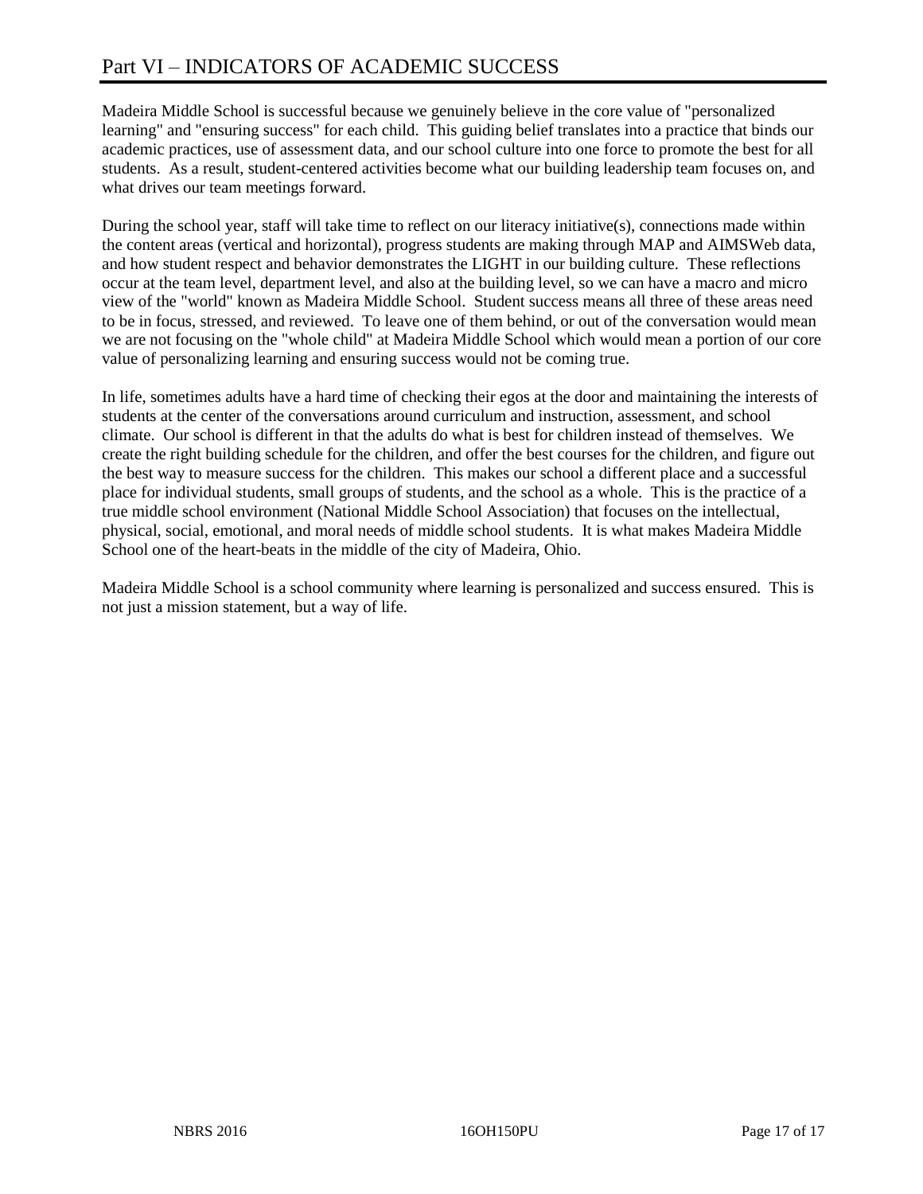# Part VI – INDICATORS OF ACADEMIC SUCCESS

Madeira Middle School is successful because we genuinely believe in the core value of "personalized learning" and "ensuring success" for each child. This guiding belief translates into a practice that binds our academic practices, use of assessment data, and our school culture into one force to promote the best for all students. As a result, student-centered activities become what our building leadership team focuses on, and what drives our team meetings forward.

During the school year, staff will take time to reflect on our literacy initiative(s), connections made within the content areas (vertical and horizontal), progress students are making through MAP and AIMSWeb data, and how student respect and behavior demonstrates the LIGHT in our building culture. These reflections occur at the team level, department level, and also at the building level, so we can have a macro and micro view of the "world" known as Madeira Middle School. Student success means all three of these areas need to be in focus, stressed, and reviewed. To leave one of them behind, or out of the conversation would mean we are not focusing on the "whole child" at Madeira Middle School which would mean a portion of our core value of personalizing learning and ensuring success would not be coming true.

In life, sometimes adults have a hard time of checking their egos at the door and maintaining the interests of students at the center of the conversations around curriculum and instruction, assessment, and school climate. Our school is different in that the adults do what is best for children instead of themselves. We create the right building schedule for the children, and offer the best courses for the children, and figure out the best way to measure success for the children. This makes our school a different place and a successful place for individual students, small groups of students, and the school as a whole. This is the practice of a true middle school environment (National Middle School Association) that focuses on the intellectual, physical, social, emotional, and moral needs of middle school students. It is what makes Madeira Middle School one of the heart-beats in the middle of the city of Madeira, Ohio.

Madeira Middle School is a school community where learning is personalized and success ensured. This is not just a mission statement, but a way of life.